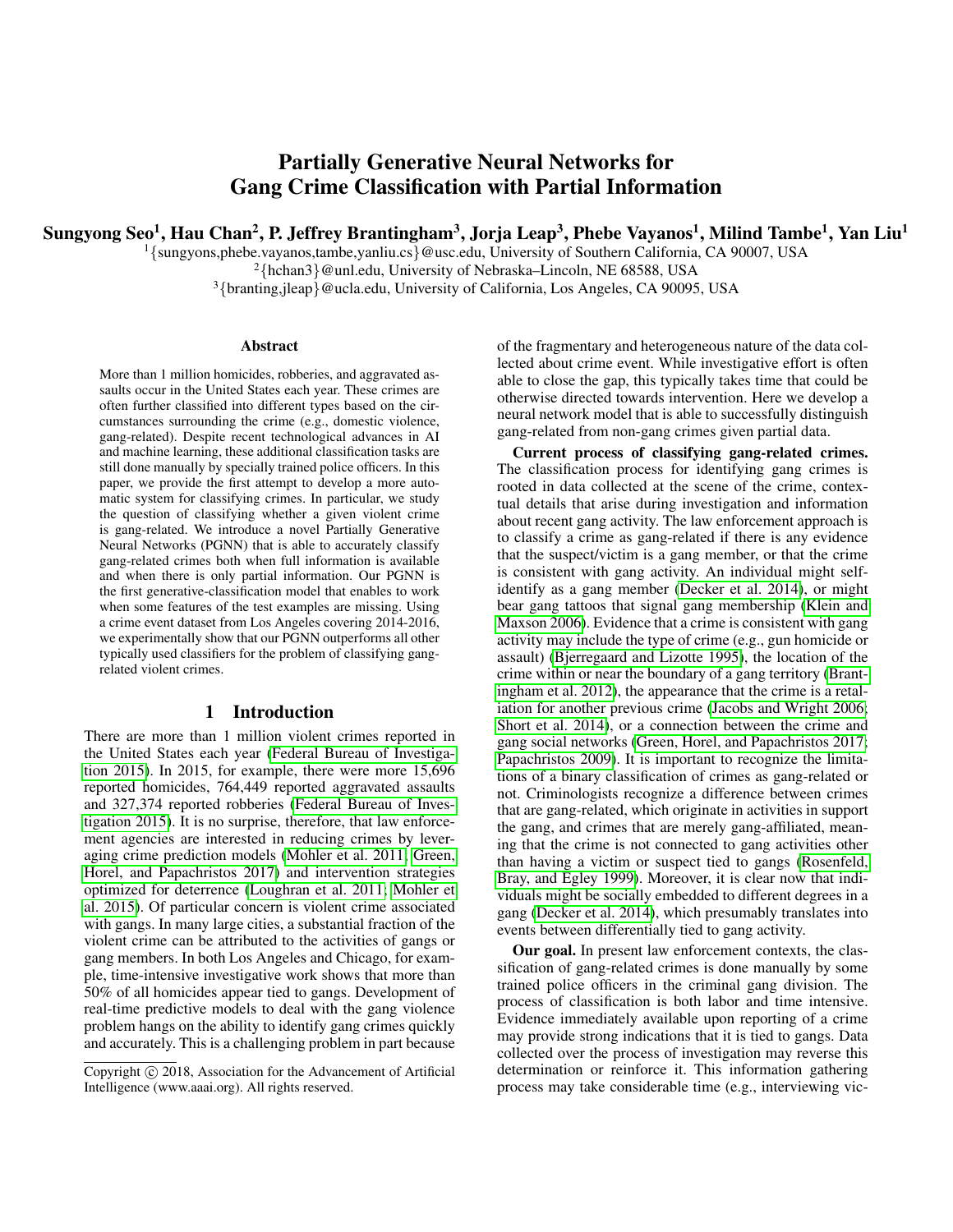# Partially Generative Neural Networks for Gang Crime Classification with Partial Information

**Sungyong Seo[1], Hau Chan[2], P. Jeffrey Brantingham[3], Jorja Leap[3], Phebe Vayanos[1], Milind Tambe[1], Yan Liu[1]**

[1]{sungyons,phebe.vayanos,tambe,yanliu.cs}@usc.edu, University of Southern California, CA 90007, USA
[2]{hchan3}@unl.edu, University of Nebraska–Lincoln, NE 68588, USA
[3]{branting,jleap}@ucla.edu, University of California, Los Angeles, CA 90095, USA

## Abstract

More than 1 million homicides, robberies, and aggravated assaults occur in the United States each year. These crimes are often further classified into different types based on the circumstances surrounding the crime (e.g., domestic violence, gang-related). Despite recent technological advances in AI and machine learning, these additional classification tasks are still done manually by specially trained police officers. In this paper, we provide the first attempt to develop a more automatic system for classifying crimes. In particular, we study the question of classifying whether a given violent crime is gang-related. We introduce a novel Partially Generative Neural Networks (PGNN) that is able to accurately classify gang-related crimes both when full information is available and when there is only partial information. Our PGNN is the first generative-classification model that enables to work when some features of the test examples are missing. Using a crime event dataset from Los Angeles covering 2014-2016, we experimentally show that our PGNN outperforms all other typically used classifiers for the problem of classifying gang-related violent crimes.

## 1 Introduction

There are more than 1 million violent crimes reported in the United States each year (Federal Bureau of Investigation 2015). In 2015, for example, there were more 15,696 reported homicides, 764,449 reported aggravated assaults and 327,374 reported robberies (Federal Bureau of Investigation 2015). It is no surprise, therefore, that law enforcement agencies are interested in reducing crimes by leveraging crime prediction models (Mohler et al. 2011; Green, Horel, and Papachristos 2017) and intervention strategies optimized for deterrence (Loughran et al. 2011; Mohler et al. 2015). Of particular concern is violent crime associated with gangs. In many large cities, a substantial fraction of the violent crime can be attributed to the activities of gangs or gang members. In both Los Angeles and Chicago, for example, time-intensive investigative work shows that more than 50% of all homicides appear tied to gangs. Development of real-time predictive models to deal with the gang violence problem hangs on the ability to identify gang crimes quickly and accurately. This is a challenging problem in part because of the fragmentary and heterogeneous nature of the data collected about crime event. While investigative effort is often able to close the gap, this typically takes time that could be otherwise directed towards intervention. Here we develop a neural network model that is able to successfully distinguish gang-related from non-gang crimes given partial data.

**Current process of classifying gang-related crimes.** The classification process for identifying gang crimes is rooted in data collected at the scene of the crime, contextual details that arise during investigation and information about recent gang activity. The law enforcement approach is to classify a crime as gang-related if there is any evidence that the suspect/victim is a gang member, or that the crime is consistent with gang activity. An individual might self-identify as a gang member (Decker et al. 2014), or might bear gang tattoos that signal gang membership (Klein and Maxson 2006). Evidence that a crime is consistent with gang activity may include the type of crime (e.g., gun homicide or assault) (Bjerregaard and Lizotte 1995), the location of the crime within or near the boundary of a gang territory (Brantingham et al. 2012), the appearance that the crime is a retaliation for another previous crime (Jacobs and Wright 2006; Short et al. 2014), or a connection between the crime and gang social networks (Green, Horel, and Papachristos 2017; Papachristos 2009). It is important to recognize the limitations of a binary classification of crimes as gang-related or not. Criminologists recognize a difference between crimes that are gang-related, which originate in activities in support the gang, and crimes that are merely gang-affiliated, meaning that the crime is not connected to gang activities other than having a victim or suspect tied to gangs (Rosenfeld, Bray, and Egley 1999). Moreover, it is clear now that individuals might be socially embedded to different degrees in a gang (Decker et al. 2014), which presumably translates into events between differentially tied to gang activity.

**Our goal.** In present law enforcement contexts, the classification of gang-related crimes is done manually by some trained police officers in the criminal gang division. The process of classification is both labor and time intensive. Evidence immediately available upon reporting of a crime may provide strong indications that it is tied to gangs. Data collected over the process of investigation may reverse this determination or reinforce it. This information gathering process may take considerable time (e.g., interviewing vic-

Copyright © 2018, Association for the Advancement of Artificial Intelligence (www.aaai.org). All rights reserved.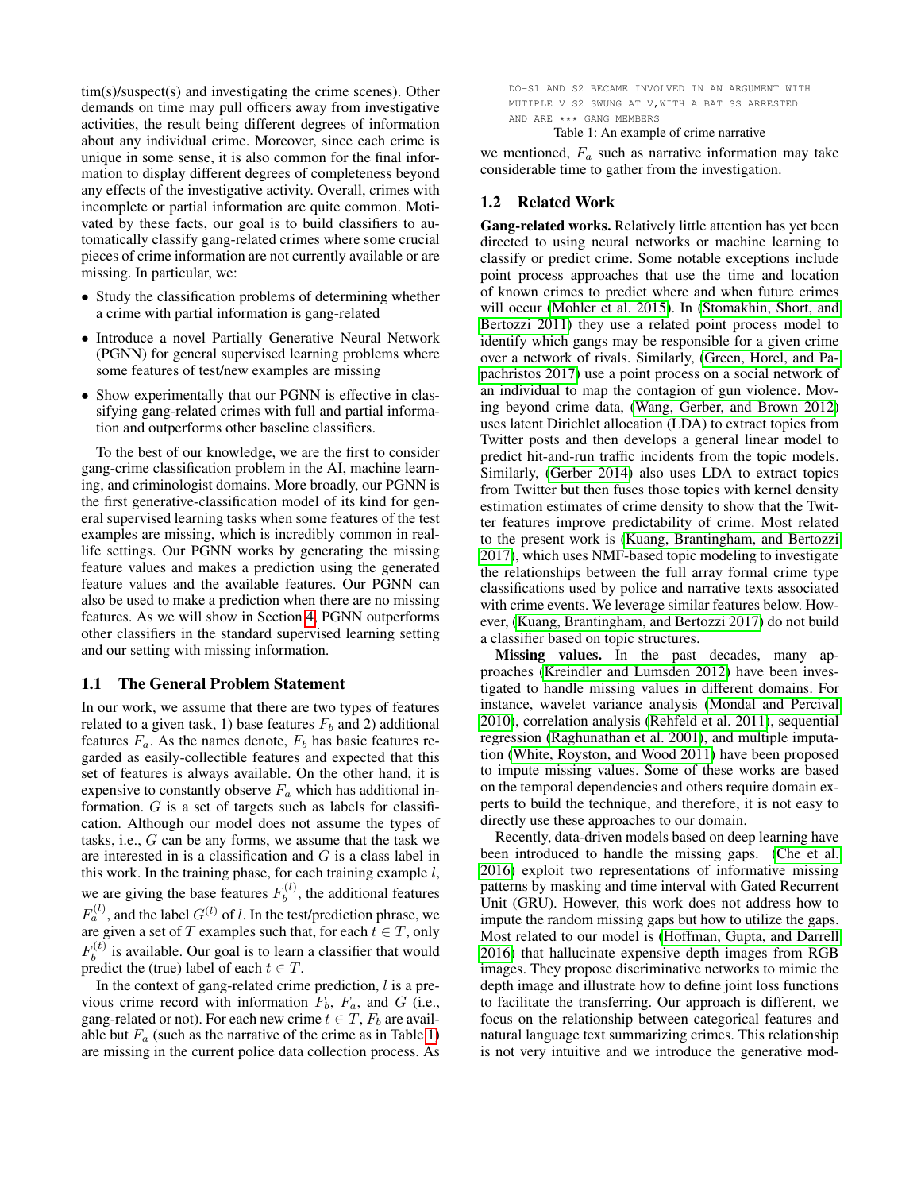tim(s)/suspect(s) and investigating the crime scenes). Other demands on time may pull officers away from investigative activities, the result being different degrees of information about any individual crime. Moreover, since each crime is unique in some sense, it is also common for the final information to display different degrees of completeness beyond any effects of the investigative activity. Overall, crimes with incomplete or partial information are quite common. Motivated by these facts, our goal is to build classifiers to automatically classify gang-related crimes where some crucial pieces of crime information are not currently available or are missing. In particular, we:

- Study the classification problems of determining whether a crime with partial information is gang-related
- Introduce a novel Partially Generative Neural Network (PGNN) for general supervised learning problems where some features of test/new examples are missing
- Show experimentally that our PGNN is effective in classifying gang-related crimes with full and partial information and outperforms other baseline classifiers.

To the best of our knowledge, we are the first to consider gang-crime classification problem in the AI, machine learning, and criminologist domains. More broadly, our PGNN is the first generative-classification model of its kind for general supervised learning tasks when some features of the test examples are missing, which is incredibly common in real-life settings. Our PGNN works by generating the missing feature values and makes a prediction using the generated feature values and the available features. Our PGNN can also be used to make a prediction when there are no missing features. As we will show in Section 4, PGNN outperforms other classifiers in the standard supervised learning setting and our setting with missing information.

## 1.1 The General Problem Statement

In our work, we assume that there are two types of features related to a given task, 1) base features $F_b$ and 2) additional features $F_a$. As the names denote, $F_b$ has basic features regarded as easily-collectible features and expected that this set of features is always available. On the other hand, it is expensive to constantly observe $F_a$ which has additional information. $G$ is a set of targets such as labels for classification. Although our model does not assume the types of tasks, i.e., $G$ can be any forms, we assume that the task we are interested in is a classification and $G$ is a class label in this work. In the training phase, for each training example $l$, we are giving the base features $F_b^{(l)}$, the additional features $F_a^{(l)}$, and the label $G^{(l)}$ of $l$. In the test/prediction phrase, we are given a set of $T$ examples such that, for each $t \in T$, only $F_b^{(t)}$ is available. Our goal is to learn a classifier that would predict the (true) label of each $t \in T$.

In the context of gang-related crime prediction, $l$ is a previous crime record with information $F_b$, $F_a$, and $G$ (i.e., gang-related or not). For each new crime $t \in T$, $F_b$ are available but $F_a$ (such as the narrative of the crime as in Table 1) are missing in the current police data collection process. As we mentioned, $F_a$ such as narrative information may take considerable time to gather from the investigation.

```
DO-S1 AND S2 BECAME INVOLVED IN AN ARGUMENT WITH
MUTIPLE V S2 SWUNG AT V,WITH A BAT SS ARRESTED
AND ARE *** GANG MEMBERS
```

Table 1: An example of crime narrative

## 1.2 Related Work

**Gang-related works.** Relatively little attention has yet been directed to using neural networks or machine learning to classify or predict crime. Some notable exceptions include point process approaches that use the time and location of known crimes to predict where and when future crimes will occur (Mohler et al. 2015). In (Stomakhin, Short, and Bertozzi 2011) they use a related point process model to identify which gangs may be responsible for a given crime over a network of rivals. Similarly, (Green, Horel, and Papachristos 2017) use a point process on a social network of an individual to map the contagion of gun violence. Moving beyond crime data, (Wang, Gerber, and Brown 2012) uses latent Dirichlet allocation (LDA) to extract topics from Twitter posts and then develops a general linear model to predict hit-and-run traffic incidents from the topic models. Similarly, (Gerber 2014) also uses LDA to extract topics from Twitter but then fuses those topics with kernel density estimation estimates of crime density to show that the Twitter features improve predictability of crime. Most related to the present work is (Kuang, Brantingham, and Bertozzi 2017), which uses NMF-based topic modeling to investigate the relationships between the full array formal crime type classifications used by police and narrative texts associated with crime events. We leverage similar features below. However, (Kuang, Brantingham, and Bertozzi 2017) do not build a classifier based on topic structures.

**Missing values.** In the past decades, many approaches (Kreindler and Lumsden 2012) have been investigated to handle missing values in different domains. For instance, wavelet variance analysis (Mondal and Percival 2010), correlation analysis (Rehfeld et al. 2011), sequential regression (Raghunathan et al. 2001), and multiple imputation (White, Royston, and Wood 2011) have been proposed to impute missing values. Some of these works are based on the temporal dependencies and others require domain experts to build the technique, and therefore, it is not easy to directly use these approaches to our domain.

Recently, data-driven models based on deep learning have been introduced to handle the missing gaps. (Che et al. 2016) exploit two representations of informative missing patterns by masking and time interval with Gated Recurrent Unit (GRU). However, this work does not address how to impute the random missing gaps but how to utilize the gaps. Most related to our model is (Hoffman, Gupta, and Darrell 2016) that hallucinate expensive depth images from RGB images. They propose discriminative networks to mimic the depth image and illustrate how to define joint loss functions to facilitate the transferring. Our approach is different, we focus on the relationship between categorical features and natural language text summarizing crimes. This relationship is not very intuitive and we introduce the generative mod-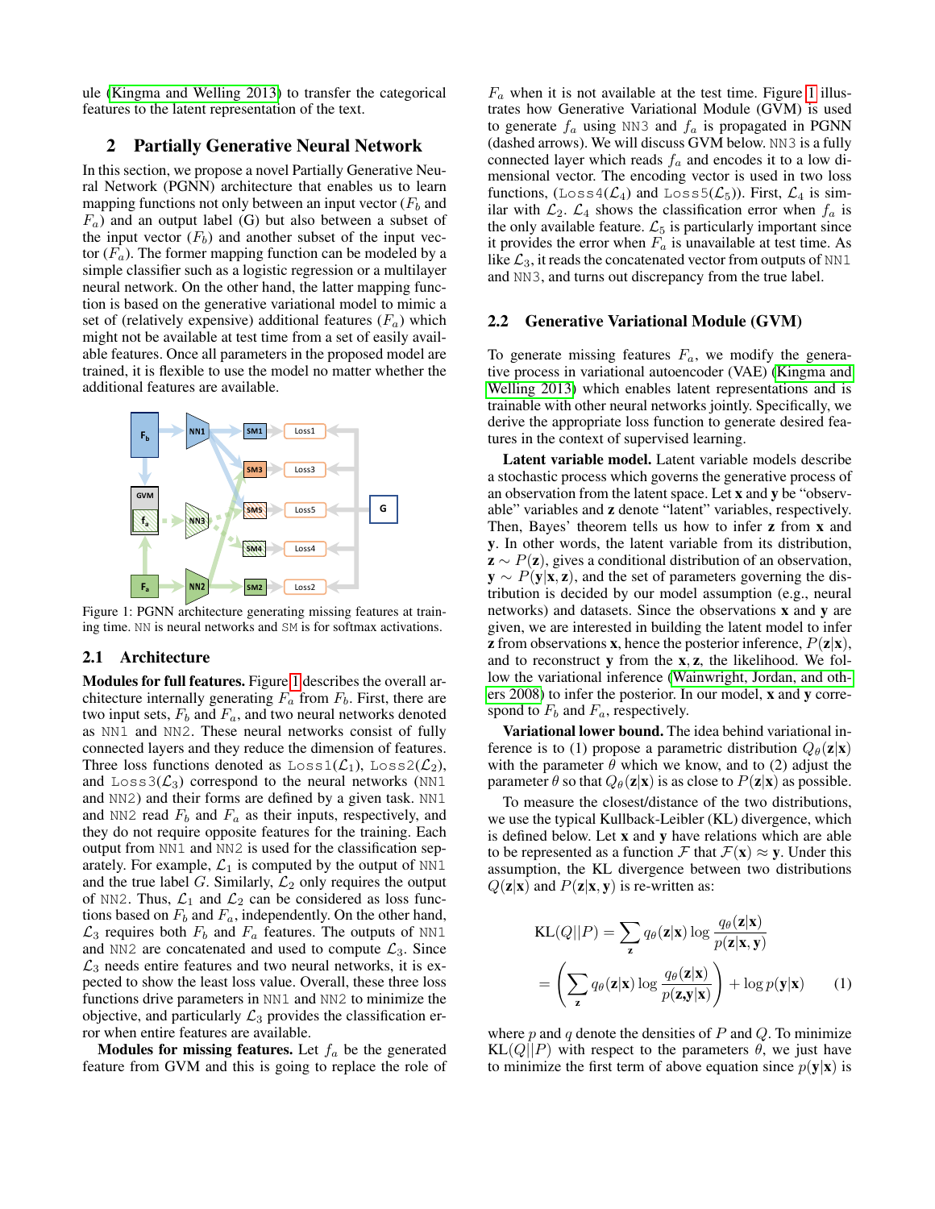ule (Kingma and Welling 2013) to transfer the categorical features to the latent representation of the text.

## 2 Partially Generative Neural Network

In this section, we propose a novel Partially Generative Neural Network (PGNN) architecture that enables us to learn mapping functions not only between an input vector ($F_b$ and $F_a$) and an output label (G) but also between a subset of the input vector ($F_b$) and another subset of the input vector ($F_a$). The former mapping function can be modeled by a simple classifier such as a logistic regression or a multilayer neural network. On the other hand, the latter mapping function is based on the generative variational model to mimic a set of (relatively expensive) additional features ($F_a$) which might not be available at test time from a set of easily available features. Once all parameters in the proposed model are trained, it is flexible to use the model no matter whether the additional features are available.

Figure 1: PGNN architecture generating missing features at training time. NN is neural networks and SM is for softmax activations.

### 2.1 Architecture

**Modules for full features.** Figure 1 describes the overall architecture internally generating $F_a$ from $F_b$. First, there are two input sets, $F_b$ and $F_a$, and two neural networks denoted as NN1 and NN2. These neural networks consist of fully connected layers and they reduce the dimension of features. Three loss functions denoted as Loss1($\mathcal{L}_1$), Loss2($\mathcal{L}_2$), and Loss3($\mathcal{L}_3$) correspond to the neural networks (NN1 and NN2) and their forms are defined by a given task. NN1 and NN2 read $F_b$ and $F_a$ as their inputs, respectively, and they do not require opposite features for the training. Each output from NN1 and NN2 is used for the classification separately. For example, $\mathcal{L}_1$ is computed by the output of NN1 and the true label $G$. Similarly, $\mathcal{L}_2$ only requires the output of NN2. Thus, $\mathcal{L}_1$ and $\mathcal{L}_2$ can be considered as loss functions based on $F_b$ and $F_a$, independently. On the other hand, $\mathcal{L}_3$ requires both $F_b$ and $F_a$ features. The outputs of NN1 and NN2 are concatenated and used to compute $\mathcal{L}_3$. Since $\mathcal{L}_3$ needs entire features and two neural networks, it is expected to show the least loss value. Overall, these three loss functions drive parameters in NN1 and NN2 to minimize the objective, and particularly $\mathcal{L}_3$ provides the classification error when entire features are available.

**Modules for missing features.** Let $f_a$ be the generated feature from GVM and this is going to replace the role of $F_a$ when it is not available at the test time. Figure 1 illustrates how Generative Variational Module (GVM) is used to generate $f_a$ using NN3 and $f_a$ is propagated in PGNN (dashed arrows). We will discuss GVM below. NN3 is a fully connected layer which reads $f_a$ and encodes it to a low dimensional vector. The encoding vector is used in two loss functions, (Loss4($\mathcal{L}_4$) and Loss5($\mathcal{L}_5$)). First, $\mathcal{L}_4$ is similar with $\mathcal{L}_2$. $\mathcal{L}_4$ shows the classification error when $f_a$ is the only available feature. $\mathcal{L}_5$ is particularly important since it provides the error when $F_a$ is unavailable at test time. As like $\mathcal{L}_3$, it reads the concatenated vector from outputs of NN1 and NN3, and turns out discrepancy from the true label.

### 2.2 Generative Variational Module (GVM)

To generate missing features $F_a$, we modify the generative process in variational autoencoder (VAE) (Kingma and Welling 2013) which enables latent representations and is trainable with other neural networks jointly. Specifically, we derive the appropriate loss function to generate desired features in the context of supervised learning.

**Latent variable model.** Latent variable models describe a stochastic process which governs the generative process of an observation from the latent space. Let $\mathbf{x}$ and $\mathbf{y}$ be "observable" variables and $\mathbf{z}$ denote "latent" variables, respectively. Then, Bayes' theorem tells us how to infer $\mathbf{z}$ from $\mathbf{x}$ and $\mathbf{y}$. In other words, the latent variable from its distribution, $\mathbf{z} \sim P(\mathbf{z})$, gives a conditional distribution of an observation, $\mathbf{y} \sim P(\mathbf{y}|\mathbf{x}, \mathbf{z})$, and the set of parameters governing the distribution is decided by our model assumption (e.g., neural networks) and datasets. Since the observations $\mathbf{x}$ and $\mathbf{y}$ are given, we are interested in building the latent model to infer $\mathbf{z}$ from observations $\mathbf{x}$, hence the posterior inference, $P(\mathbf{z}|\mathbf{x})$, and to reconstruct $\mathbf{y}$ from the $\mathbf{x}, \mathbf{z}$, the likelihood. We follow the variational inference (Wainwright, Jordan, and others 2008) to infer the posterior. In our model, $\mathbf{x}$ and $\mathbf{y}$ correspond to $F_b$ and $F_a$, respectively.

**Variational lower bound.** The idea behind variational inference is to (1) propose a parametric distribution $Q_\theta(\mathbf{z}|\mathbf{x})$ with the parameter $\theta$ which we know, and to (2) adjust the parameter $\theta$ so that $Q_\theta(\mathbf{z}|\mathbf{x})$ is as close to $P(\mathbf{z}|\mathbf{x})$ as possible.

To measure the closest/distance of the two distributions, we use the typical Kullback-Leibler (KL) divergence, which is defined below. Let $\mathbf{x}$ and $\mathbf{y}$ have relations which are able to be represented as a function $\mathcal{F}$ that $\mathcal{F}(\mathbf{x}) \approx \mathbf{y}$. Under this assumption, the KL divergence between two distributions $Q(\mathbf{z}|\mathbf{x})$ and $P(\mathbf{z}|\mathbf{x}, \mathbf{y})$ is re-written as:

$$
\begin{aligned}
\mathrm{KL}(Q||P) &= \sum_{\mathbf{z}} q_\theta(\mathbf{z}|\mathbf{x}) \log \frac{q_\theta(\mathbf{z}|\mathbf{x})}{p(\mathbf{z}|\mathbf{x}, \mathbf{y})} \\
&= \left( \sum_{\mathbf{z}} q_\theta(\mathbf{z}|\mathbf{x}) \log \frac{q_\theta(\mathbf{z}|\mathbf{x})}{p(\mathbf{z}, \mathbf{y}|\mathbf{x})} \right) + \log p(\mathbf{y}|\mathbf{x}) \qquad (1)
\end{aligned}
$$

where $p$ and $q$ denote the densities of $P$ and $Q$. To minimize $\mathrm{KL}(Q||P)$ with respect to the parameters $\theta$, we just have to minimize the first term of above equation since $p(\mathbf{y}|\mathbf{x})$ is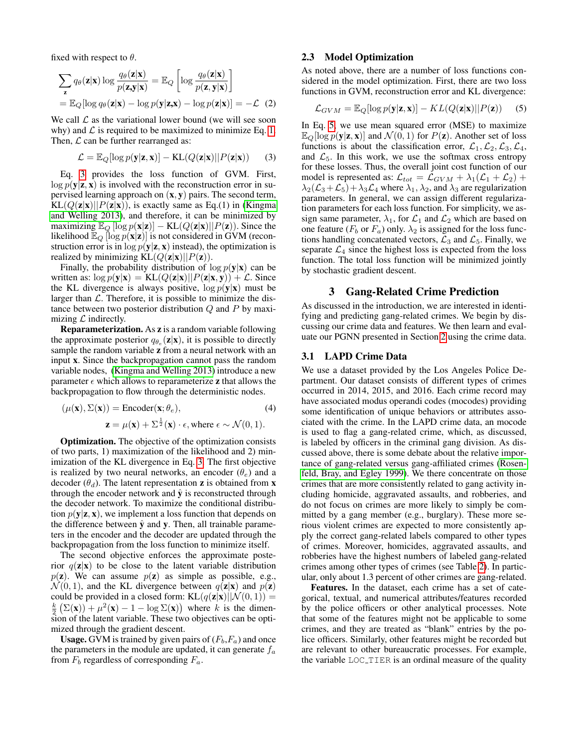fixed with respect to $\theta$.

$$\sum_{\mathbf{z}} q_\theta(\mathbf{z}|\mathbf{x}) \log \frac{q_\theta(\mathbf{z}|\mathbf{x})}{p(\mathbf{z},\mathbf{y}|\mathbf{x})} = \mathbb{E}_Q \left[ \log \frac{q_\theta(\mathbf{z}|\mathbf{x})}{p(\mathbf{z},\mathbf{y}|\mathbf{x})} \right]$$
$$= \mathbb{E}_Q[\log q_\theta(\mathbf{z}|\mathbf{x}) - \log p(\mathbf{y}|\mathbf{z},\mathbf{x}) - \log p(\mathbf{z}|\mathbf{x})] = -\mathcal{L} \quad (2)$$

We call $\mathcal{L}$ as the variational lower bound (we will see soon why) and $\mathcal{L}$ is required to be maximized to minimize Eq. 1. Then, $\mathcal{L}$ can be further rearranged as:

$$\mathcal{L} = \mathbb{E}_Q[\log p(\mathbf{y}|\mathbf{z},\mathbf{x})] - \text{KL}(Q(\mathbf{z}|\mathbf{x})||P(\mathbf{z}|\mathbf{x})) \quad (3)$$

Eq. 3 provides the loss function of GVM. First, $\log p(\mathbf{y}|\mathbf{z},\mathbf{x})$ is involved with the reconstruction error in supervised learning approach on $(\mathbf{x},\mathbf{y})$ pairs. The second term, $\text{KL}(Q(\mathbf{z}|\mathbf{x})||P(\mathbf{z}|\mathbf{x}))$, is exactly same as Eq.(1) in (Kingma and Welling 2013), and therefore, it can be minimized by maximizing $\mathbb{E}_Q[\log p(\mathbf{x}|\mathbf{z})] - \text{KL}(Q(\mathbf{z}|\mathbf{x})||P(\mathbf{z}))$. Since the likelihood $\mathbb{E}_Q[\log p(\mathbf{x}|\mathbf{z})]$ is not considered in GVM (reconstruction error is in $\log p(\mathbf{y}|\mathbf{z},\mathbf{x})$ instead), the optimization is realized by minimizing $\text{KL}(Q(\mathbf{z}|\mathbf{x})||P(\mathbf{z}))$.

Finally, the probability distribution of $\log p(\mathbf{y}|\mathbf{x})$ can be written as: $\log p(\mathbf{y}|\mathbf{x}) = \text{KL}(Q(\mathbf{z}|\mathbf{x})||P(\mathbf{z}|\mathbf{x},\mathbf{y})) + \mathcal{L}$. Since the KL divergence is always positive, $\log p(\mathbf{y}|\mathbf{x})$ must be larger than $\mathcal{L}$. Therefore, it is possible to minimize the distance between two posterior distribution $Q$ and $P$ by maximizing $\mathcal{L}$ indirectly.

**Reparameterization.** As $\mathbf{z}$ is a random variable following the approximate posterior $q_{\theta_e}(\mathbf{z}|\mathbf{x})$, it is possible to directly sample the random variable $\mathbf{z}$ from a neural network with an input $\mathbf{x}$. Since the backpropagation cannot pass the random variable nodes, (Kingma and Welling 2013) introduce a new parameter $\epsilon$ which allows to reparameterize $\mathbf{z}$ that allows the backpropagation to flow through the deterministic nodes.

$$(\mu(\mathbf{x}), \Sigma(\mathbf{x})) = \text{Encoder}(\mathbf{x}; \theta_e), \quad (4)$$
$$\mathbf{z} = \mu(\mathbf{x}) + \Sigma^{\frac{1}{2}}(\mathbf{x}) \cdot \epsilon, \text{where } \epsilon \sim \mathcal{N}(0, 1).$$

**Optimization.** The objective of the optimization consists of two parts, 1) maximization of the likelihood and 2) minimization of the KL divergence in Eq. 3. The first objective is realized by two neural networks, an encoder ($\theta_e$) and a decoder ($\theta_d$). The latent representation $\mathbf{z}$ is obtained from $\mathbf{x}$ through the encoder network and $\hat{\mathbf{y}}$ is reconstructed through the decoder network. To maximize the conditional distribution $p(\mathbf{y}|\mathbf{z},\mathbf{x})$, we implement a loss function that depends on the difference between $\hat{\mathbf{y}}$ and $\mathbf{y}$. Then, all trainable parameters in the encoder and the decoder are updated through the backpropagation from the loss function to minimize itself.

The second objective enforces the approximate posterior $q(\mathbf{z}|\mathbf{x})$ to be close to the latent variable distribution $p(\mathbf{z})$. We can assume $p(\mathbf{z})$ as simple as possible, e.g., $\mathcal{N}(0, 1)$, and the KL divergence between $q(\mathbf{z}|\mathbf{x})$ and $p(\mathbf{z})$ could be provided in a closed form: $\text{KL}(q(\mathbf{z}|\mathbf{x})||\mathcal{N}(0,1)) = \frac{k}{2}\left(\Sigma(\mathbf{x})\right) + \mu^2(\mathbf{x}) - 1 - \log \Sigma(\mathbf{x})\big)$ where $k$ is the dimension of the latent variable. These two objectives can be optimized through the gradient descent.

**Usage.** GVM is trained by given pairs of ($F_b$,$F_a$) and once the parameters in the module are updated, it can generate $f_a$ from $F_b$ regardless of corresponding $F_a$.

### 2.3 Model Optimization

As noted above, there are a number of loss functions considered in the model optimization. First, there are two loss functions in GVM, reconstruction error and KL divergence:

$$\mathcal{L}_{GVM} = \mathbb{E}_Q[\log p(\mathbf{y}|\mathbf{z},\mathbf{x})] - KL(Q(\mathbf{z}|\mathbf{x})||P(\mathbf{z})) \quad (5)$$

In Eq. 5, we use mean squared error (MSE) to maximize $\mathbb{E}_Q[\log p(\mathbf{y}|\mathbf{z},\mathbf{x})]$ and $\mathcal{N}(0, 1)$ for $P(\mathbf{z})$. Another set of loss functions is about the classification error, $\mathcal{L}_1, \mathcal{L}_2, \mathcal{L}_3, \mathcal{L}_4$, and $\mathcal{L}_5$. In this work, we use the softmax cross entropy for these losses. Thus, the overall joint cost function of our model is represented as: $\mathcal{L}_{tot} = \mathcal{L}_{GVM} + \lambda_1(\mathcal{L}_1 + \mathcal{L}_2) + \lambda_2(\mathcal{L}_3 + \mathcal{L}_5) + \lambda_3\mathcal{L}_4$ where $\lambda_1$, $\lambda_2$, and $\lambda_3$ are regularization parameters. In general, we can assign different regularization parameters for each loss function. For simplicity, we assign same parameter, $\lambda_1$, for $\mathcal{L}_1$ and $\mathcal{L}_2$ which are based on one feature ($F_b$ or $F_a$) only. $\lambda_2$ is assigned for the loss functions handling concatenated vectors, $\mathcal{L}_3$ and $\mathcal{L}_5$. Finally, we separate $\mathcal{L}_4$ since the highest loss is expected from the loss function. The total loss function will be minimized jointly by stochastic gradient descent.

## 3 Gang-Related Crime Prediction

As discussed in the introduction, we are interested in identifying and predicting gang-related crimes. We begin by discussing our crime data and features. We then learn and evaluate our PGNN presented in Section 2 using the crime data.

### 3.1 LAPD Crime Data

We use a dataset provided by the Los Angeles Police Department. Our dataset consists of different types of crimes occurred in 2014, 2015, and 2016. Each crime record may have associated modus operandi codes (mocodes) providing some identification of unique behaviors or attributes associated with the crime. In the LAPD crime data, an mocode is used to flag a gang-related crime, which, as discussed, is labeled by officers in the criminal gang division. As discussed above, there is some debate about the relative importance of gang-related versus gang-affiliated crimes (Rosenfeld, Bray, and Egley 1999). We there concentrate on those crimes that are more consistently related to gang activity including homicide, aggravated assaults, and robberies, and do not focus on crimes are more likely to simply be committed by a gang member (e.g., burglary). These more serious violent crimes are expected to more consistently apply the correct gang-related labels compared to other types of crimes. Moreover, homicides, aggravated assaults, and robberies have the highest numbers of labeled gang-related crimes among other types of crimes (see Table 2). In particular, only about 1.3 percent of other crimes are gang-related.

**Features.** In the dataset, each crime has a set of categorical, textual, and numerical attributes/features recorded by the police officers or other analytical processes. Note that some of the features might not be applicable to some crimes, and they are treated as "blank" entries by the police officers. Similarly, other features might be recorded but are relevant to other bureaucratic processes. For example, the variable `LOC_TIER` is an ordinal measure of the quality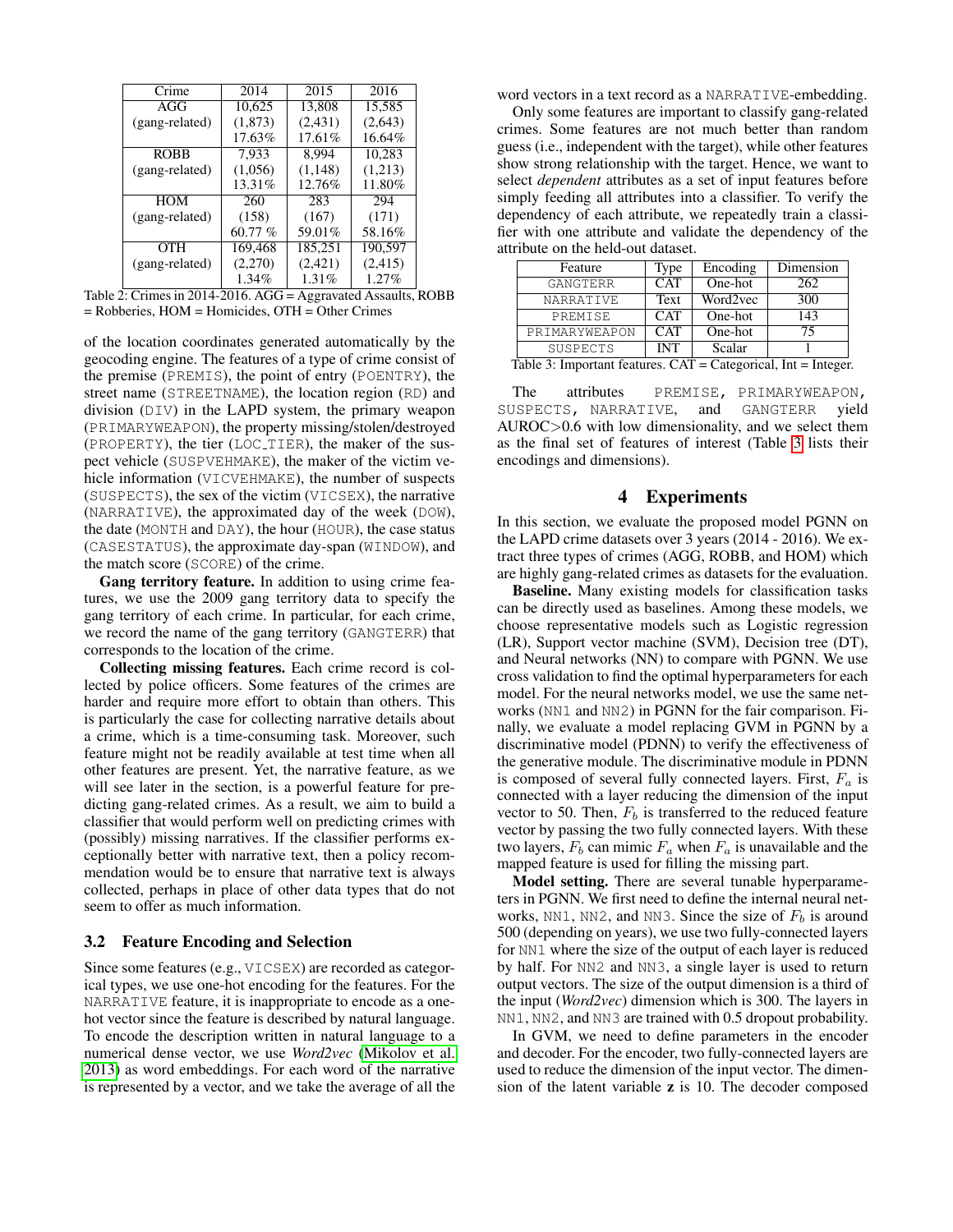| Crime | 2014 | 2015 | 2016 |
|---|---|---|---|
| AGG | 10,625 | 13,808 | 15,585 |
| (gang-related) | (1,873) | (2,431) | (2,643) |
| | 17.63% | 17.61% | 16.64% |
| ROBB | 7,933 | 8,994 | 10,283 |
| (gang-related) | (1,056) | (1,148) | (1,213) |
| | 13.31% | 12.76% | 11.80% |
| HOM | 260 | 283 | 294 |
| (gang-related) | (158) | (167) | (171) |
| | 60.77 % | 59.01% | 58.16% |
| OTH | 169,468 | 185,251 | 190,597 |
| (gang-related) | (2,270) | (2,421) | (2,415) |
| | 1.34% | 1.31% | 1.27% |

Table 2: Crimes in 2014-2016. AGG = Aggravated Assaults, ROBB = Robberies, HOM = Homicides, OTH = Other Crimes

of the location coordinates generated automatically by the geocoding engine. The features of a type of crime consist of the premise (PREMIS), the point of entry (POENTRY), the street name (STREETNAME), the location region (RD) and division (DIV) in the LAPD system, the primary weapon (PRIMARYWEAPON), the property missing/stolen/destroyed (PROPERTY), the tier (LOC_TIER), the maker of the suspect vehicle (SUSPVEHMAKE), the maker of the victim vehicle information (VICVEHMAKE), the number of suspects (SUSPECTS), the sex of the victim (VICSEX), the narrative (NARRATIVE), the approximated day of the week (DOW), the date (MONTH and DAY), the hour (HOUR), the case status (CASESTATUS), the approximate day-span (WINDOW), and the match score (SCORE) of the crime.

**Gang territory feature.** In addition to using crime features, we use the 2009 gang territory data to specify the gang territory of each crime. In particular, for each crime, we record the name of the gang territory (GANGTERR) that corresponds to the location of the crime.

**Collecting missing features.** Each crime record is collected by police officers. Some features of the crimes are harder and require more effort to obtain than others. This is particularly the case for collecting narrative details about a crime, which is a time-consuming task. Moreover, such feature might not be readily available at test time when all other features are present. Yet, the narrative feature, as we will see later in the section, is a powerful feature for predicting gang-related crimes. As a result, we aim to build a classifier that would perform well on predicting crimes with (possibly) missing narratives. If the classifier performs exceptionally better with narrative text, then a policy recommendation would be to ensure that narrative text is always collected, perhaps in place of other data types that do not seem to offer as much information.

### 3.2 Feature Encoding and Selection

Since some features (e.g., VICSEX) are recorded as categorical types, we use one-hot encoding for the features. For the NARRATIVE feature, it is inappropriate to encode as a one-hot vector since the feature is described by natural language. To encode the description written in natural language to a numerical dense vector, we use *Word2vec* (Mikolov et al. 2013) as word embeddings. For each word of the narrative is represented by a vector, and we take the average of all the word vectors in a text record as a NARRATIVE-embedding.

Only some features are important to classify gang-related crimes. Some features are not much better than random guess (i.e., independent with the target), while other features show strong relationship with the target. Hence, we want to select *dependent* attributes as a set of input features before simply feeding all attributes into a classifier. To verify the dependency of each attribute, we repeatedly train a classifier with one attribute and validate the dependency of the attribute on the held-out dataset.

| Feature | Type | Encoding | Dimension |
|---|---|---|---|
| GANGTERR | CAT | One-hot | 262 |
| NARRATIVE | Text | Word2vec | 300 |
| PREMISE | CAT | One-hot | 143 |
| PRIMARYWEAPON | CAT | One-hot | 75 |
| SUSPECTS | INT | Scalar | 1 |

Table 3: Important features. CAT = Categorical, Int = Integer.

The attributes PREMISE, PRIMARYWEAPON, SUSPECTS, NARRATIVE, and GANGTERR yield AUROC>0.6 with low dimensionality, and we select them as the final set of features of interest (Table 3 lists their encodings and dimensions).

## 4 Experiments

In this section, we evaluate the proposed model PGNN on the LAPD crime datasets over 3 years (2014 - 2016). We extract three types of crimes (AGG, ROBB, and HOM) which are highly gang-related crimes as datasets for the evaluation.

**Baseline.** Many existing models for classification tasks can be directly used as baselines. Among these models, we choose representative models such as Logistic regression (LR), Support vector machine (SVM), Decision tree (DT), and Neural networks (NN) to compare with PGNN. We use cross validation to find the optimal hyperparameters for each model. For the neural networks model, we use the same networks (NN1 and NN2) in PGNN for the fair comparison. Finally, we evaluate a model replacing GVM in PGNN by a discriminative model (PDNN) to verify the effectiveness of the generative module. The discriminative module in PDNN is composed of several fully connected layers. First, $F_a$ is connected with a layer reducing the dimension of the input vector to 50. Then, $F_b$ is transferred to the reduced feature vector by passing the two fully connected layers. With these two layers, $F_b$ can mimic $F_a$ when $F_a$ is unavailable and the mapped feature is used for filling the missing part.

**Model setting.** There are several tunable hyperparameters in PGNN. We first need to define the internal neural networks, NN1, NN2, and NN3. Since the size of $F_b$ is around 500 (depending on years), we use two fully-connected layers for NN1 where the size of the output of each layer is reduced by half. For NN2 and NN3, a single layer is used to return output vectors. The size of the output dimension is a third of the input (*Word2vec*) dimension which is 300. The layers in NN1, NN2, and NN3 are trained with 0.5 dropout probability.

In GVM, we need to define parameters in the encoder and decoder. For the encoder, two fully-connected layers are used to reduce the dimension of the input vector. The dimension of the latent variable $\mathbf{z}$ is 10. The decoder composed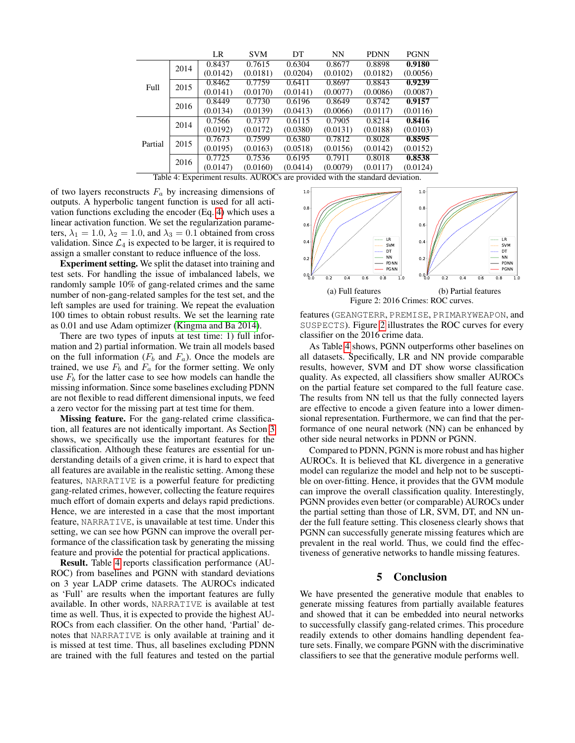| | | LR | SVM | DT | NN | PDNN | PGNN |
|---|---|---|---|---|---|---|---|
| Full | 2014 | 0.8437 (0.0142) | 0.7615 (0.0181) | 0.6304 (0.0204) | 0.8677 (0.0102) | 0.8898 (0.0182) | **0.9180** (0.0056) |
| | 2015 | 0.8462 (0.0141) | 0.7759 (0.0170) | 0.6411 (0.0141) | 0.8697 (0.0077) | 0.8843 (0.0086) | **0.9239** (0.0087) |
| | 2016 | 0.8449 (0.0134) | 0.7730 (0.0139) | 0.6196 (0.0413) | 0.8649 (0.0066) | 0.8742 (0.0117) | **0.9157** (0.0116) |
| Partial | 2014 | 0.7566 (0.0192) | 0.7377 (0.0172) | 0.6115 (0.0380) | 0.7905 (0.0131) | 0.8214 (0.0188) | **0.8416** (0.0103) |
| | 2015 | 0.7673 (0.0195) | 0.7599 (0.0163) | 0.6380 (0.0518) | 0.7812 (0.0156) | 0.8028 (0.0142) | **0.8595** (0.0152) |
| | 2016 | 0.7725 (0.0147) | 0.7536 (0.0160) | 0.6195 (0.0414) | 0.7911 (0.0079) | 0.8018 (0.0117) | **0.8538** (0.0124) |

Table 4: Experiment results. AUROCs are provided with the standard deviation.

of two layers reconstructs $F_a$ by increasing dimensions of outputs. A hyperbolic tangent function is used for all activation functions excluding the encoder (Eq. 4) which uses a linear activation function. We set the regularization parameters, $\lambda_1 = 1.0$, $\lambda_2 = 1.0$, and $\lambda_3 = 0.1$ obtained from cross validation. Since $\mathcal{L}_4$ is expected to be larger, it is required to assign a smaller constant to reduce influence of the loss.

**Experiment setting.** We split the dataset into training and test sets. For handling the issue of imbalanced labels, we randomly sample 10% of gang-related crimes and the same number of non-gang-related samples for the test set, and the left samples are used for training. We repeat the evaluation 100 times to obtain robust results. We set the learning rate as 0.01 and use Adam optimizer (Kingma and Ba 2014).

There are two types of inputs at test time: 1) full information and 2) partial information. We train all models based on the full information ($F_b$ and $F_a$). Once the models are trained, we use $F_b$ and $F_a$ for the former setting. We only use $F_b$ for the latter case to see how models can handle the missing information. Since some baselines excluding PDNN are not flexible to read different dimensional inputs, we feed a zero vector for the missing part at test time for them.

**Missing feature.** For the gang-related crime classification, all features are not identically important. As Section 3 shows, we specifically use the important features for the classification. Although these features are essential for understanding details of a given crime, it is hard to expect that all features are available in the realistic setting. Among these features, NARRATIVE is a powerful feature for predicting gang-related crimes, however, collecting the feature requires much effort of domain experts and delays rapid predictions. Hence, we are interested in a case that the most important feature, NARRATIVE, is unavailable at test time. Under this setting, we can see how PGNN can improve the overall performance of the classification task by generating the missing feature and provide the potential for practical applications.

**Result.** Table 4 reports classification performance (AUROC) from baselines and PGNN with standard deviations on 3 year LADP crime datasets. The AUROCs indicated as 'Full' are results when the important features are fully available. In other words, NARRATIVE is available at test time as well. Thus, it is expected to provide the highest AUROCs from each classifier. On the other hand, 'Partial' denotes that NARRATIVE is only available at training and it is missed at test time. Thus, all baselines excluding PDNN are trained with the full features and tested on the partial features (GEANGTERR, PREMISE, PRIMARYWEAPON, and SUSPECTS). Figure 2 illustrates the ROC curves for every classifier on the 2016 crime data.

(a) Full features (b) Partial features

Figure 2: 2016 Crimes: ROC curves.

As Table 4 shows, PGNN outperforms other baselines on all datasets. Specifically, LR and NN provide comparable results, however, SVM and DT show worse classification quality. As expected, all classifiers show smaller AUROCs on the partial feature set compared to the full feature case. The results from NN tell us that the fully connected layers are effective to encode a given feature into a lower dimensional representation. Furthermore, we can find that the performance of one neural network (NN) can be enhanced by other side neural networks in PDNN or PGNN.

Compared to PDNN, PGNN is more robust and has higher AUROCs. It is believed that KL divergence in a generative model can regularize the model and help not to be susceptible on over-fitting. Hence, it provides that the GVM module can improve the overall classification quality. Interestingly, PGNN provides even better (or comparable) AUROCs under the partial setting than those of LR, SVM, DT, and NN under the full feature setting. This closeness clearly shows that PGNN can successfully generate missing features which are prevalent in the real world. Thus, we could find the effectiveness of generative networks to handle missing features.

## 5 Conclusion

We have presented the generative module that enables to generate missing features from partially available features and showed that it can be embedded into neural networks to successfully classify gang-related crimes. This procedure readily extends to other domains handling dependent feature sets. Finally, we compare PGNN with the discriminative classifiers to see that the generative module performs well.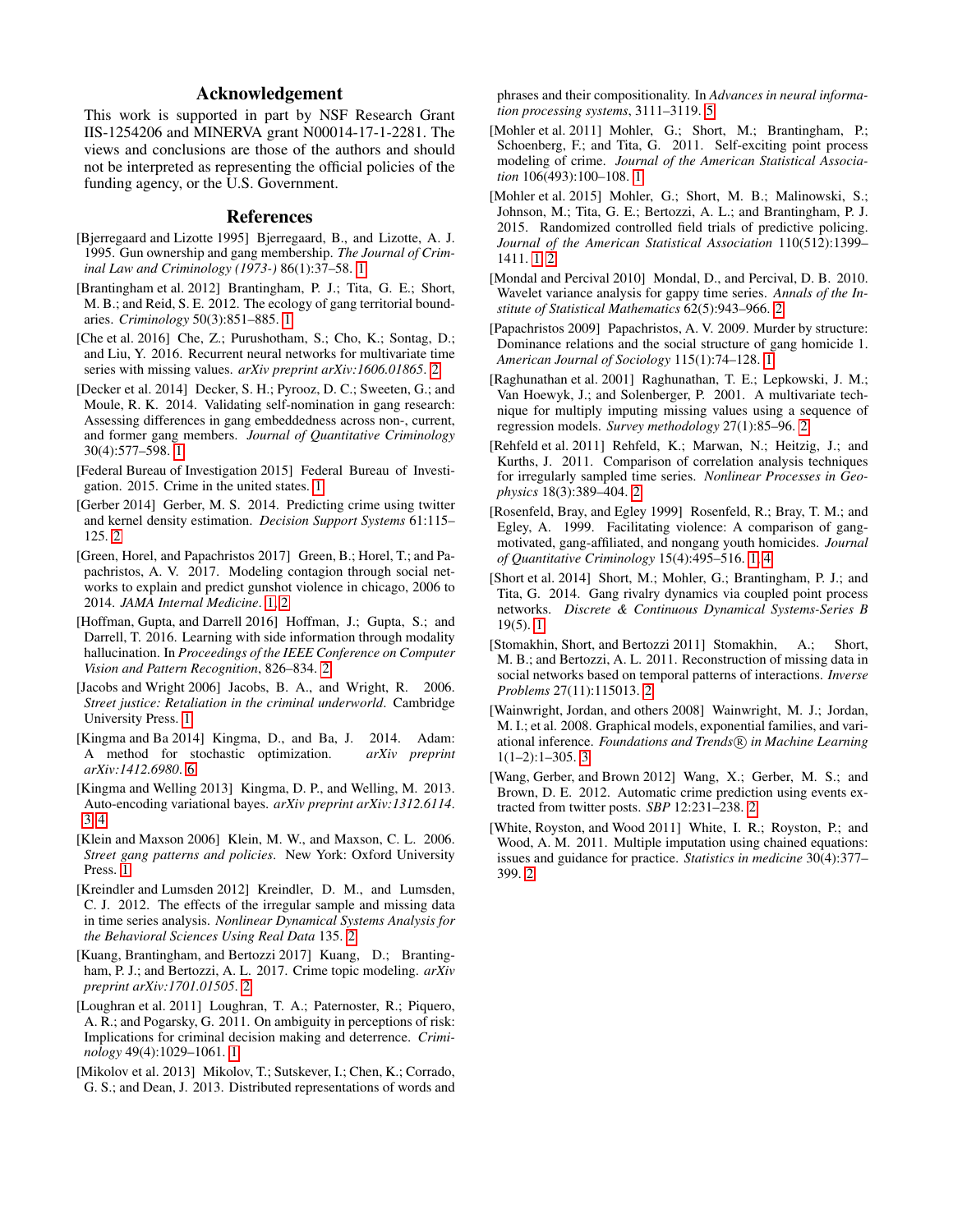## Acknowledgement

This work is supported in part by NSF Research Grant IIS-1254206 and MINERVA grant N00014-17-1-2281. The views and conclusions are those of the authors and should not be interpreted as representing the official policies of the funding agency, or the U.S. Government.

## References

[Bjerregaard and Lizotte 1995] Bjerregaard, B., and Lizotte, A. J. 1995. Gun ownership and gang membership. *The Journal of Criminal Law and Criminology (1973-)* 86(1):37–58. 1

[Brantingham et al. 2012] Brantingham, P. J.; Tita, G. E.; Short, M. B.; and Reid, S. E. 2012. The ecology of gang territorial boundaries. *Criminology* 50(3):851–885. 1

[Che et al. 2016] Che, Z.; Purushotham, S.; Cho, K.; Sontag, D.; and Liu, Y. 2016. Recurrent neural networks for multivariate time series with missing values. *arXiv preprint arXiv:1606.01865*. 2

[Decker et al. 2014] Decker, S. H.; Pyrooz, D. C.; Sweeten, G.; and Moule, R. K. 2014. Validating self-nomination in gang research: Assessing differences in gang embeddedness across non-, current, and former gang members. *Journal of Quantitative Criminology* 30(4):577–598. 1

[Federal Bureau of Investigation 2015] Federal Bureau of Investigation. 2015. Crime in the united states. 1

[Gerber 2014] Gerber, M. S. 2014. Predicting crime using twitter and kernel density estimation. *Decision Support Systems* 61:115–125. 2

[Green, Horel, and Papachristos 2017] Green, B.; Horel, T.; and Papachristos, A. V. 2017. Modeling contagion through social networks to explain and predict gunshot violence in chicago, 2006 to 2014. *JAMA Internal Medicine*. 1, 2

[Hoffman, Gupta, and Darrell 2016] Hoffman, J.; Gupta, S.; and Darrell, T. 2016. Learning with side information through modality hallucination. In *Proceedings of the IEEE Conference on Computer Vision and Pattern Recognition*, 826–834. 2

[Jacobs and Wright 2006] Jacobs, B. A., and Wright, R. 2006. *Street justice: Retaliation in the criminal underworld*. Cambridge University Press. 1

[Kingma and Ba 2014] Kingma, D., and Ba, J. 2014. Adam: A method for stochastic optimization. *arXiv preprint arXiv:1412.6980*. 6

[Kingma and Welling 2013] Kingma, D. P., and Welling, M. 2013. Auto-encoding variational bayes. *arXiv preprint arXiv:1312.6114*. 3, 4

[Klein and Maxson 2006] Klein, M. W., and Maxson, C. L. 2006. *Street gang patterns and policies*. New York: Oxford University Press. 1

[Kreindler and Lumsden 2012] Kreindler, D. M., and Lumsden, C. J. 2012. The effects of the irregular sample and missing data in time series analysis. *Nonlinear Dynamical Systems Analysis for the Behavioral Sciences Using Real Data* 135. 2

[Kuang, Brantingham, and Bertozzi 2017] Kuang, D.; Brantingham, P. J.; and Bertozzi, A. L. 2017. Crime topic modeling. *arXiv preprint arXiv:1701.01505*. 2

[Loughran et al. 2011] Loughran, T. A.; Paternoster, R.; Piquero, A. R.; and Pogarsky, G. 2011. On ambiguity in perceptions of risk: Implications for criminal decision making and deterrence. *Criminology* 49(4):1029–1061. 1

[Mikolov et al. 2013] Mikolov, T.; Sutskever, I.; Chen, K.; Corrado, G. S.; and Dean, J. 2013. Distributed representations of words and phrases and their compositionality. In *Advances in neural information processing systems*, 3111–3119. 5

[Mohler et al. 2011] Mohler, G.; Short, M.; Brantingham, P.; Schoenberg, F.; and Tita, G. 2011. Self-exciting point process modeling of crime. *Journal of the American Statistical Association* 106(493):100–108. 1

[Mohler et al. 2015] Mohler, G.; Short, M. B.; Malinowski, S.; Johnson, M.; Tita, G. E.; Bertozzi, A. L.; and Brantingham, P. J. 2015. Randomized controlled field trials of predictive policing. *Journal of the American Statistical Association* 110(512):1399–1411. 1, 2

[Mondal and Percival 2010] Mondal, D., and Percival, D. B. 2010. Wavelet variance analysis for gappy time series. *Annals of the Institute of Statistical Mathematics* 62(5):943–966. 2

[Papachristos 2009] Papachristos, A. V. 2009. Murder by structure: Dominance relations and the social structure of gang homicide 1. *American Journal of Sociology* 115(1):74–128. 1

[Raghunathan et al. 2001] Raghunathan, T. E.; Lepkowski, J. M.; Van Hoewyk, J.; and Solenberger, P. 2001. A multivariate technique for multiply imputing missing values using a sequence of regression models. *Survey methodology* 27(1):85–96. 2

[Rehfeld et al. 2011] Rehfeld, K.; Marwan, N.; Heitzig, J.; and Kurths, J. 2011. Comparison of correlation analysis techniques for irregularly sampled time series. *Nonlinear Processes in Geophysics* 18(3):389–404. 2

[Rosenfeld, Bray, and Egley 1999] Rosenfeld, R.; Bray, T. M.; and Egley, A. 1999. Facilitating violence: A comparison of gang-motivated, gang-affiliated, and nongang youth homicides. *Journal of Quantitative Criminology* 15(4):495–516. 1, 4

[Short et al. 2014] Short, M.; Mohler, G.; Brantingham, P. J.; and Tita, G. 2014. Gang rivalry dynamics via coupled point process networks. *Discrete & Continuous Dynamical Systems-Series B* 19(5). 1

[Stomakhin, Short, and Bertozzi 2011] Stomakhin, A.; Short, M. B.; and Bertozzi, A. L. 2011. Reconstruction of missing data in social networks based on temporal patterns of interactions. *Inverse Problems* 27(11):115013. 2

[Wainwright, Jordan, and others 2008] Wainwright, M. J.; Jordan, M. I.; et al. 2008. Graphical models, exponential families, and variational inference. *Foundations and Trends® in Machine Learning* 1(1–2):1–305. 3

[Wang, Gerber, and Brown 2012] Wang, X.; Gerber, M. S.; and Brown, D. E. 2012. Automatic crime prediction using events extracted from twitter posts. *SBP* 12:231–238. 2

[White, Royston, and Wood 2011] White, I. R.; Royston, P.; and Wood, A. M. 2011. Multiple imputation using chained equations: issues and guidance for practice. *Statistics in medicine* 30(4):377–399. 2